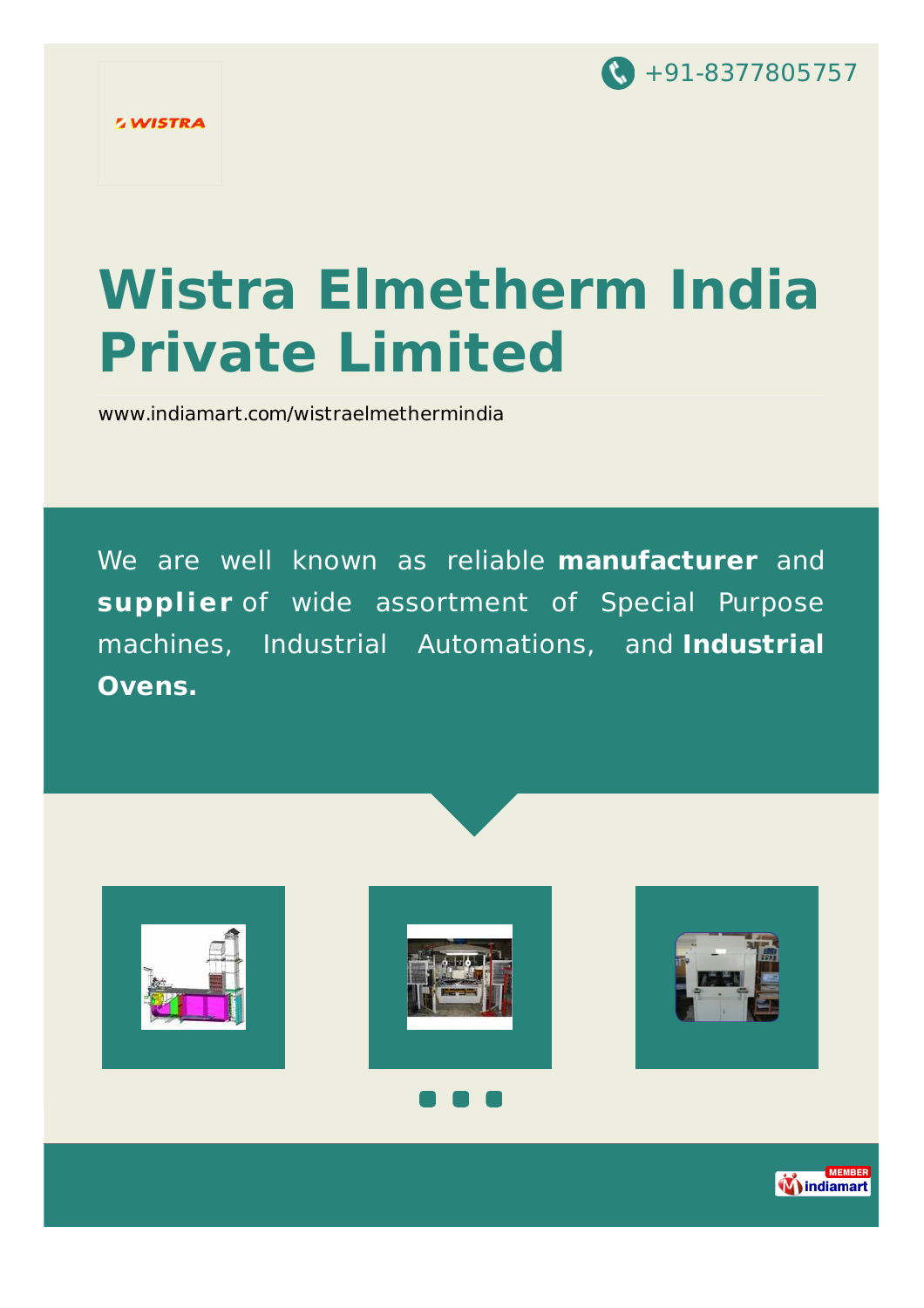+91-8377805757

WISTRA

# Wistra Elmetherm India Private Limited

www.indiamart.com/wistraelmethermindia

We are well known as reliable **manufacturer** and **supplier** of wide assortment of Special Purpose machines, Industrial Automations, and **Industrial Ovens.**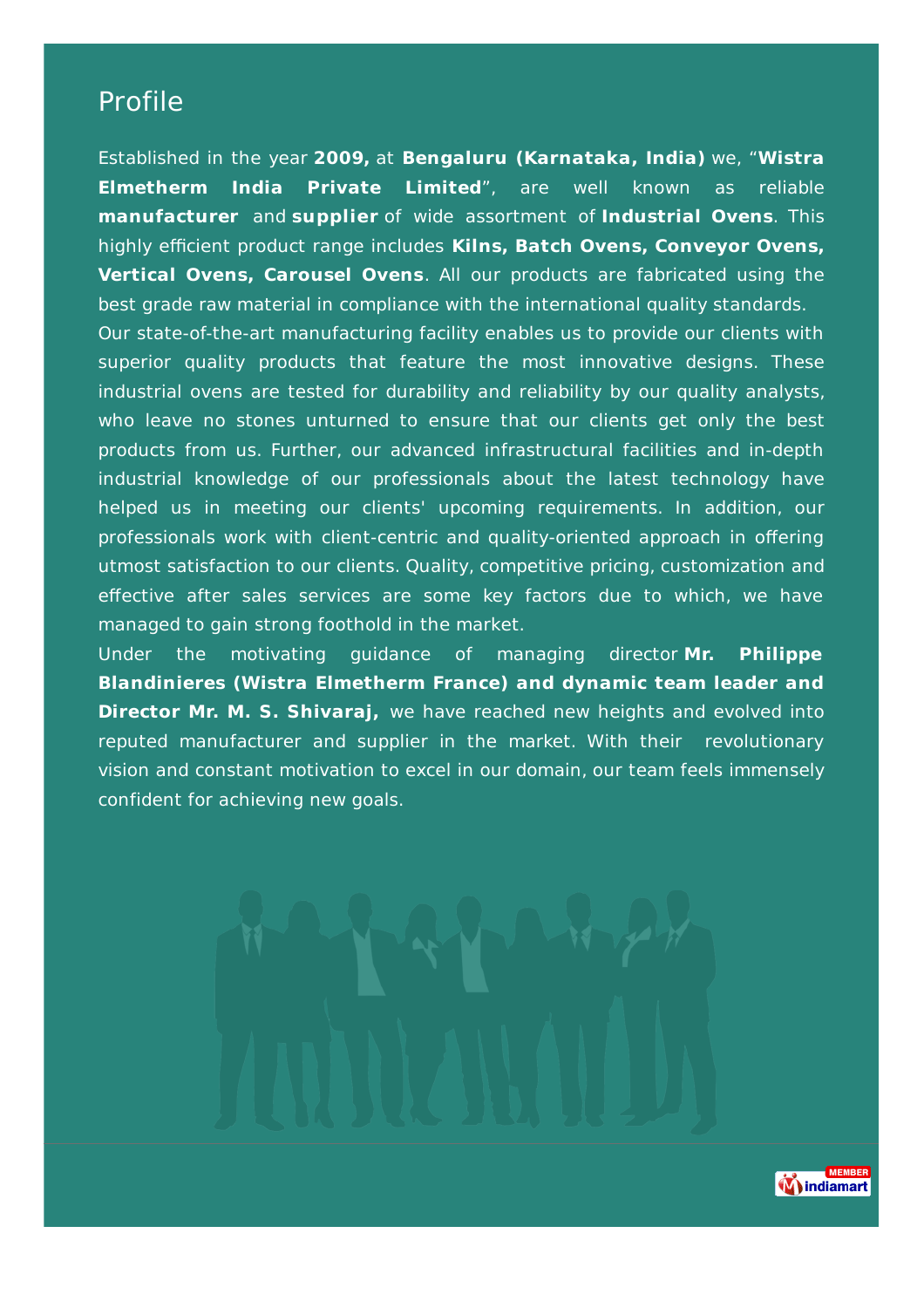# Profile

Established in the year **2009,** at **Bengaluru (Karnataka, India)** we, "**Wistra Elmetherm India Private Limited**", are well known as reliable **manufacturer** and **supplier** of wide assortment of **Industrial Ovens**. This highly efficient product range includes **Kilns, Batch Ovens, Conveyor Ovens, Vertical Ovens, Carousel Ovens**. All our products are fabricated using the best grade raw material in compliance with the international quality standards.

Our state-of-the-art manufacturing facility enables us to provide our clients with superior quality products that feature the most innovative designs. These industrial ovens are tested for durability and reliability by our quality analysts, who leave no stones unturned to ensure that our clients get only the best products from us. Further, our advanced infrastructural facilities and in-depth industrial knowledge of our professionals about the latest technology have helped us in meeting our clients' upcoming requirements. In addition, our professionals work with client-centric and quality-oriented approach in offering utmost satisfaction to our clients. Quality, competitive pricing, customization and effective after sales services are some key factors due to which, we have managed to gain strong foothold in the market.

Under the motivating guidance of managing director **Mr. Philippe Blandinieres (Wistra Elmetherm France) and dynamic team leader and Director Mr. M. S. Shivaraj,** we have reached new heights and evolved into reputed manufacturer and supplier in the market. With their revolutionary vision and constant motivation to excel in our domain, our team feels immensely confident for achieving new goals.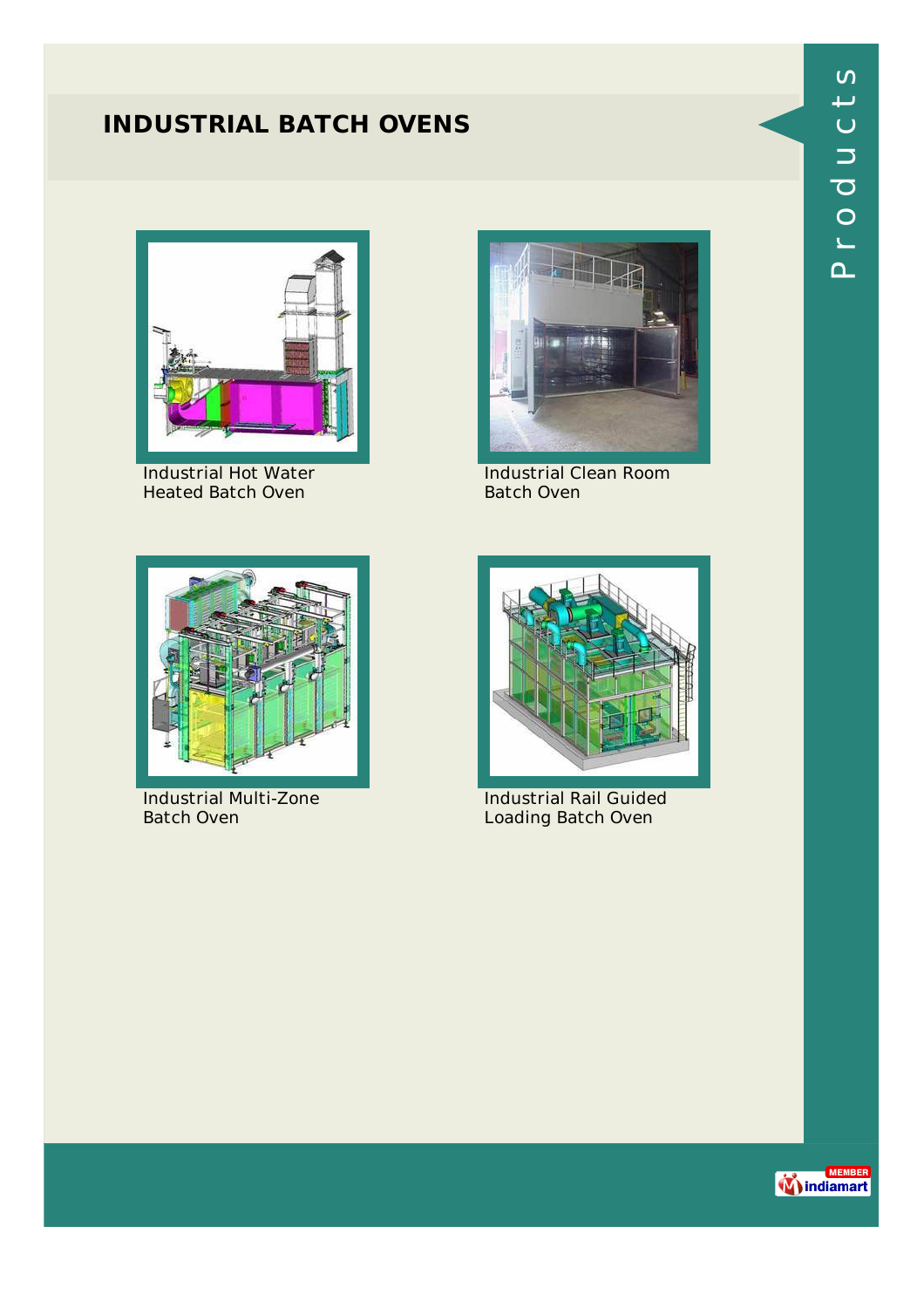# INDUSTRIAL BATCH OVENS

Industrial Hot Water Heated Batch Oven

Industrial Clean Room Batch Oven

Industrial Multi-Zone Batch Oven

Industrial Rail Guided Loading Batch Oven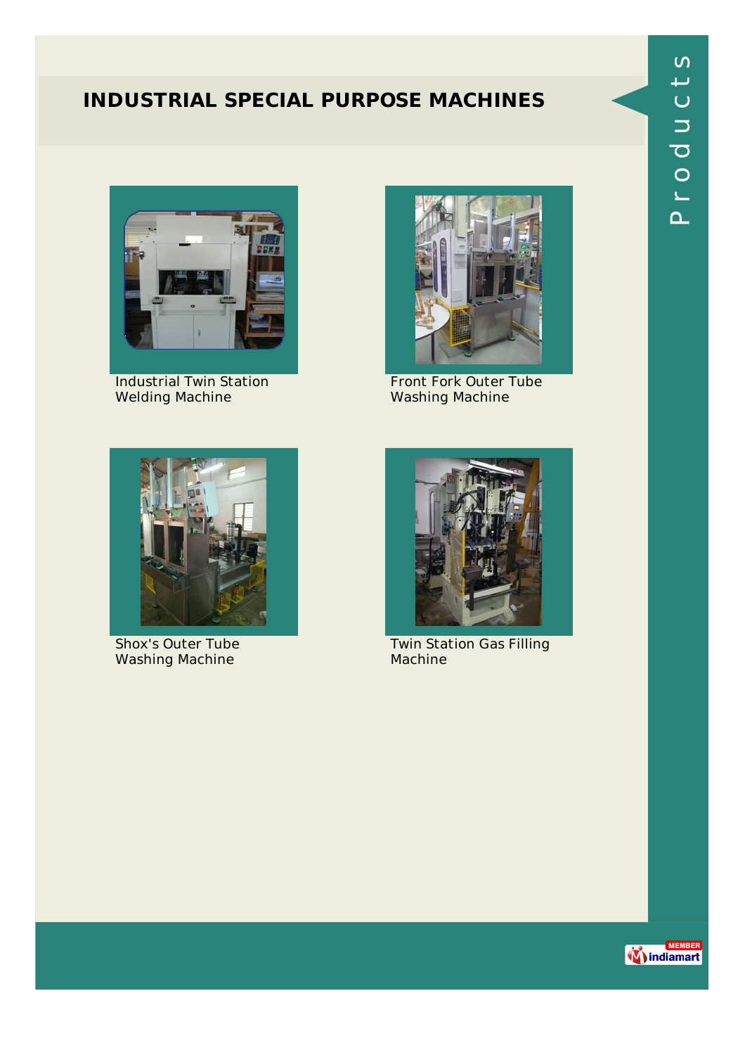# INDUSTRIAL SPECIAL PURPOSE MACHINES

Industrial Twin Station Welding Machine

Front Fork Outer Tube Washing Machine

Shox's Outer Tube Washing Machine

Twin Station Gas Filling Machine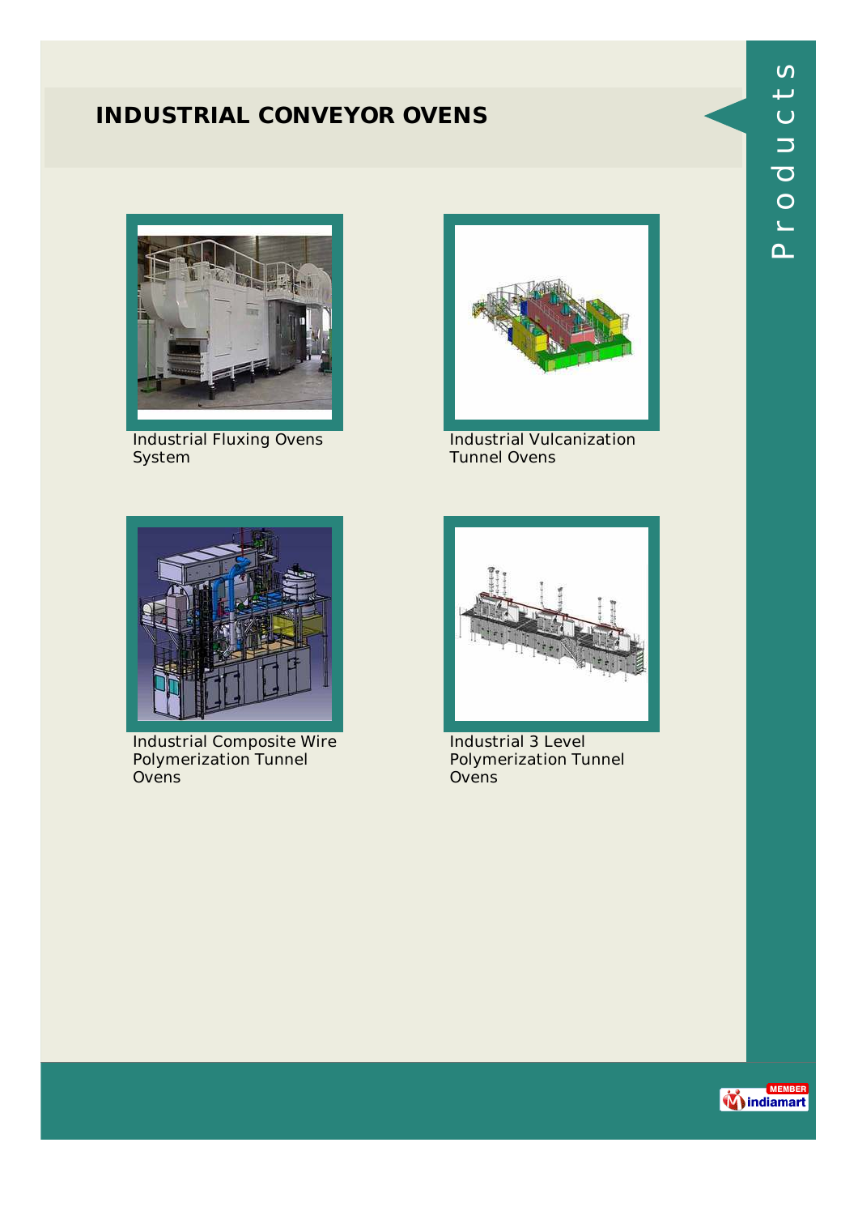# INDUSTRIAL CONVEYOR OVENS

Industrial Fluxing Ovens System

Industrial Vulcanization Tunnel Ovens

Industrial Composite Wire Polymerization Tunnel Ovens

Industrial 3 Level Polymerization Tunnel Ovens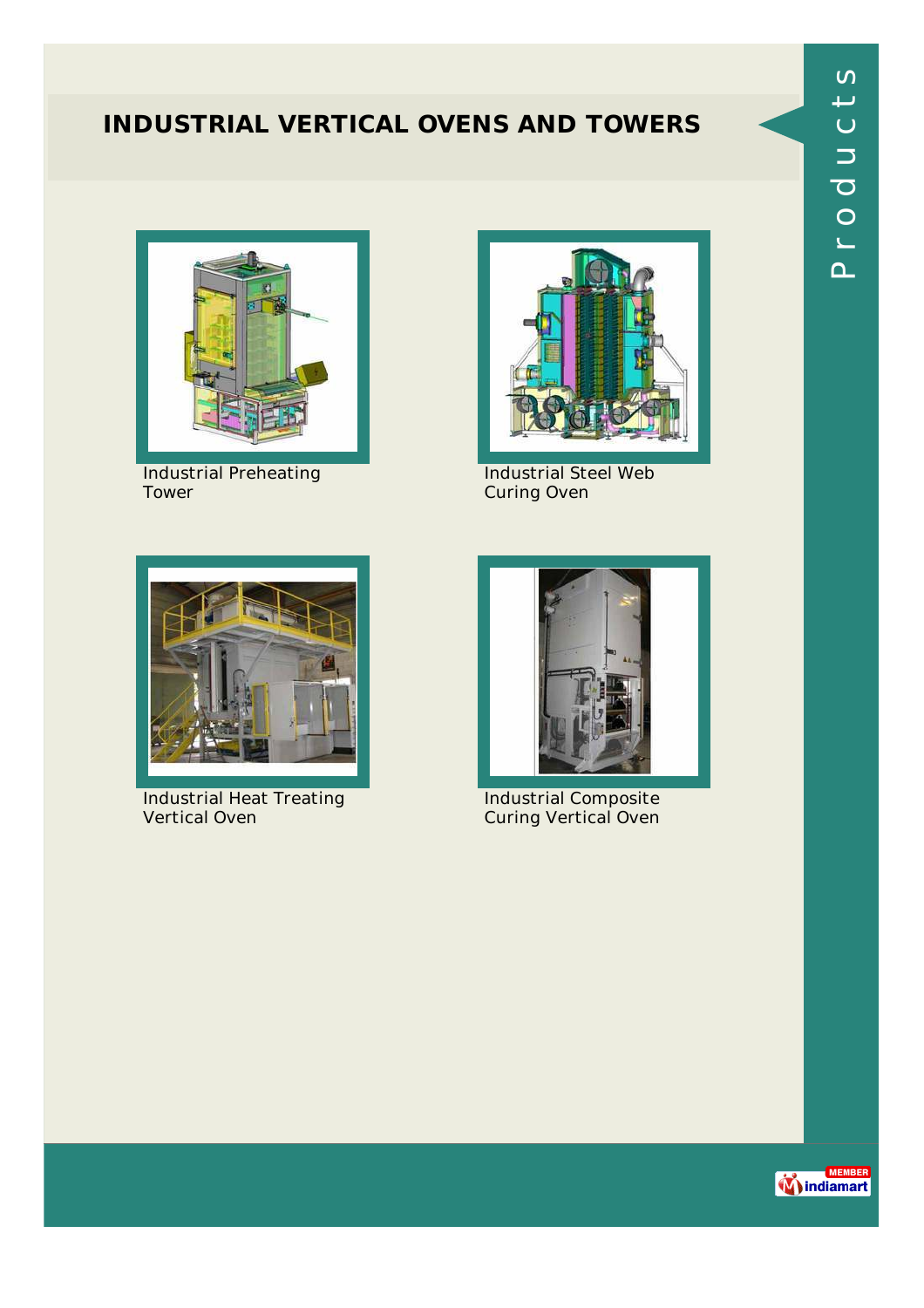# INDUSTRIAL VERTICAL OVENS AND TOWERS

Industrial Preheating Tower

Industrial Steel Web Curing Oven

Industrial Heat Treating Vertical Oven

Industrial Composite Curing Vertical Oven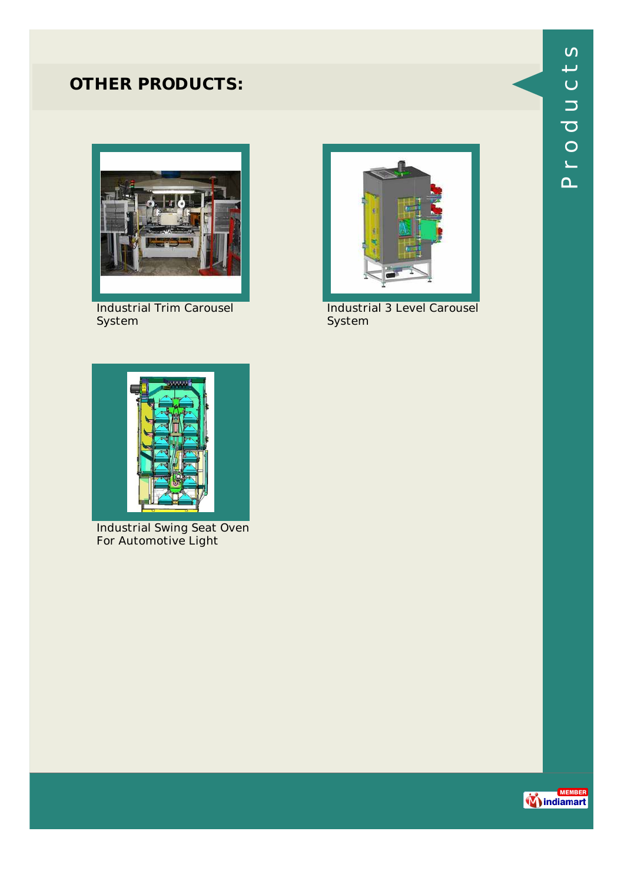## OTHER PRODUCTS:

Industrial Trim Carousel System

Industrial 3 Level Carousel System

Industrial Swing Seat Oven For Automotive Light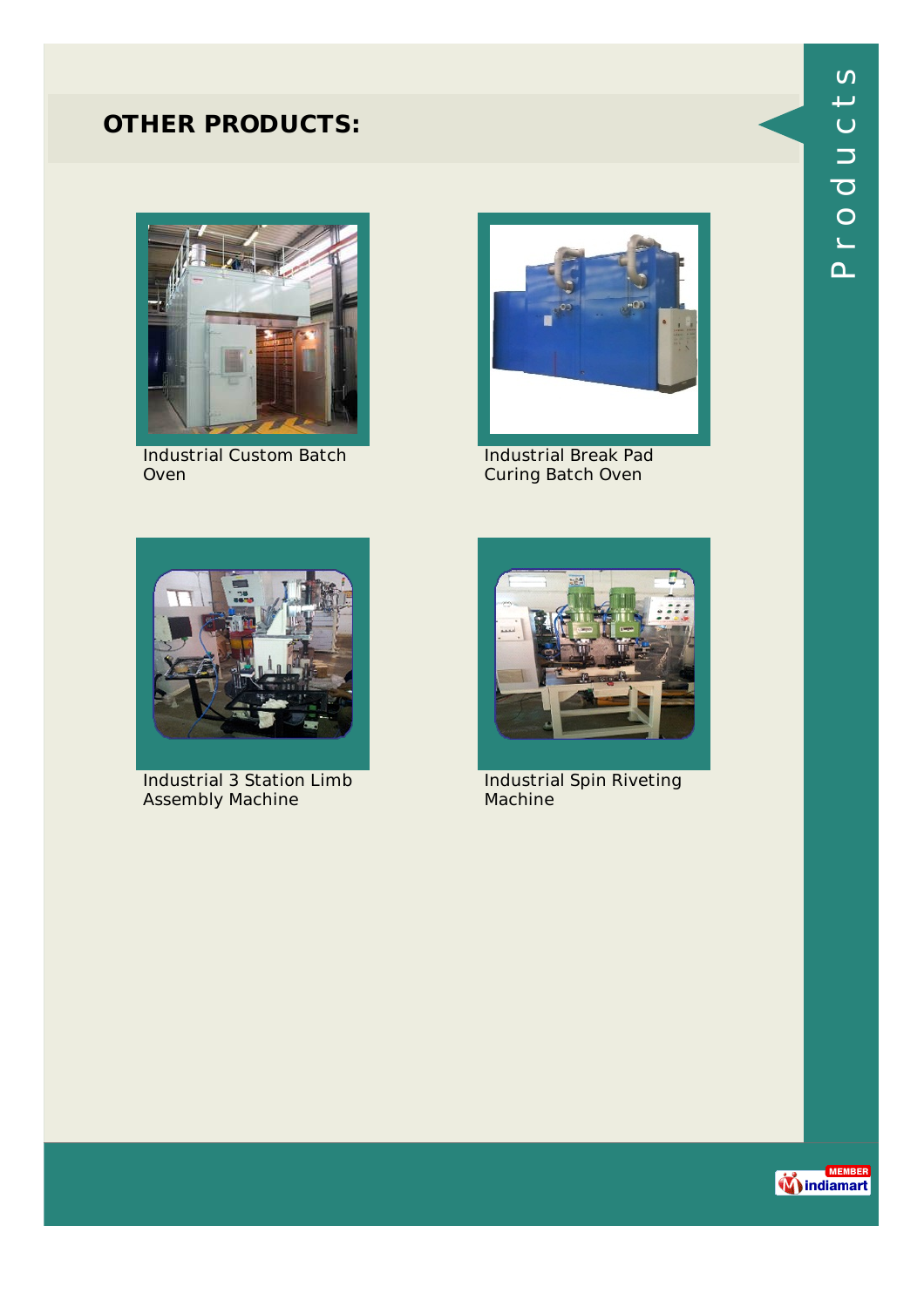## OTHER PRODUCTS:

Industrial Custom Batch Oven

Industrial Break Pad Curing Batch Oven

Industrial 3 Station Limb Assembly Machine

Industrial Spin Riveting Machine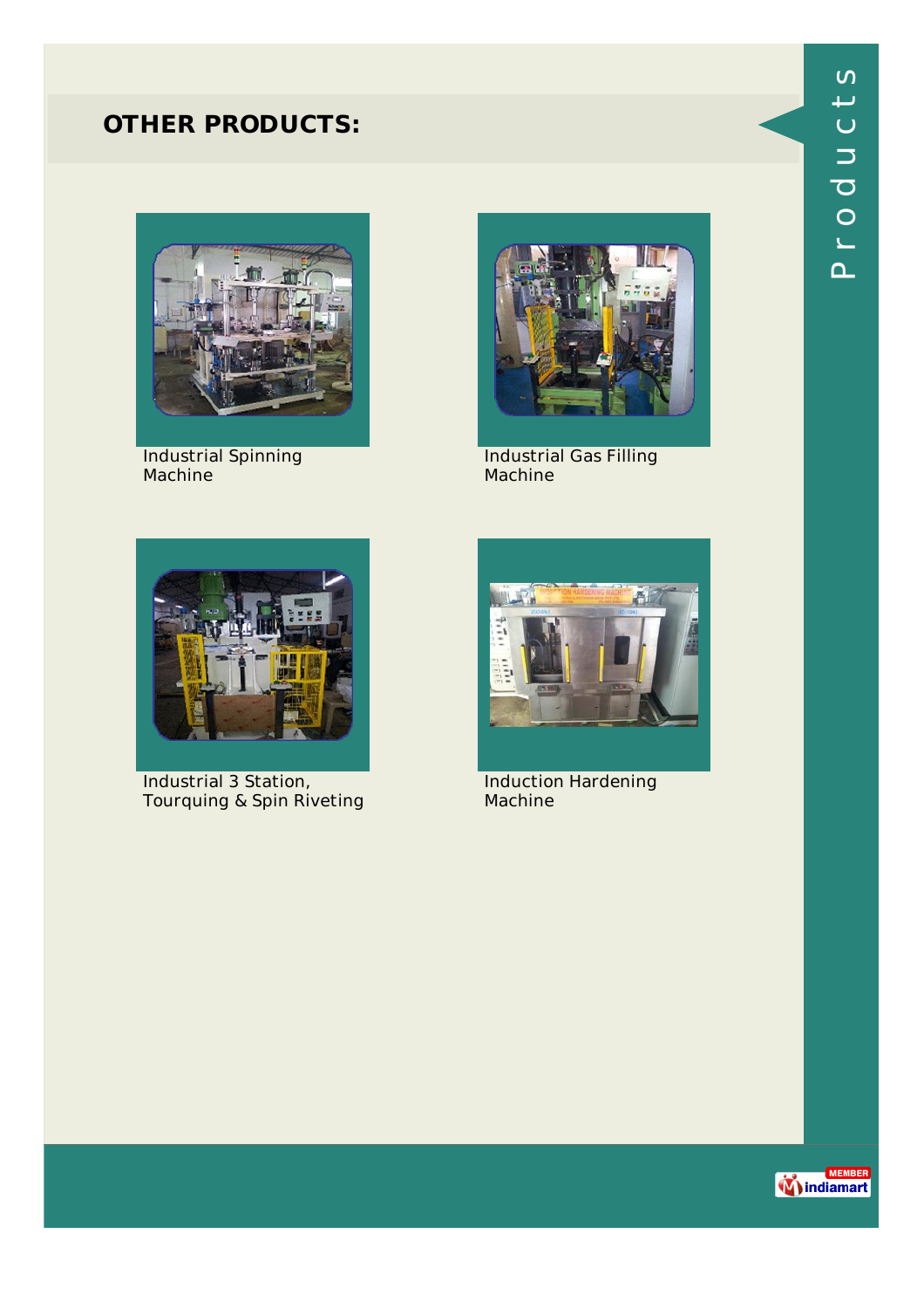## OTHER PRODUCTS:

Industrial Spinning Machine

Industrial Gas Filling Machine

Industrial 3 Station, Tourquing & Spin Riveting

Induction Hardening Machine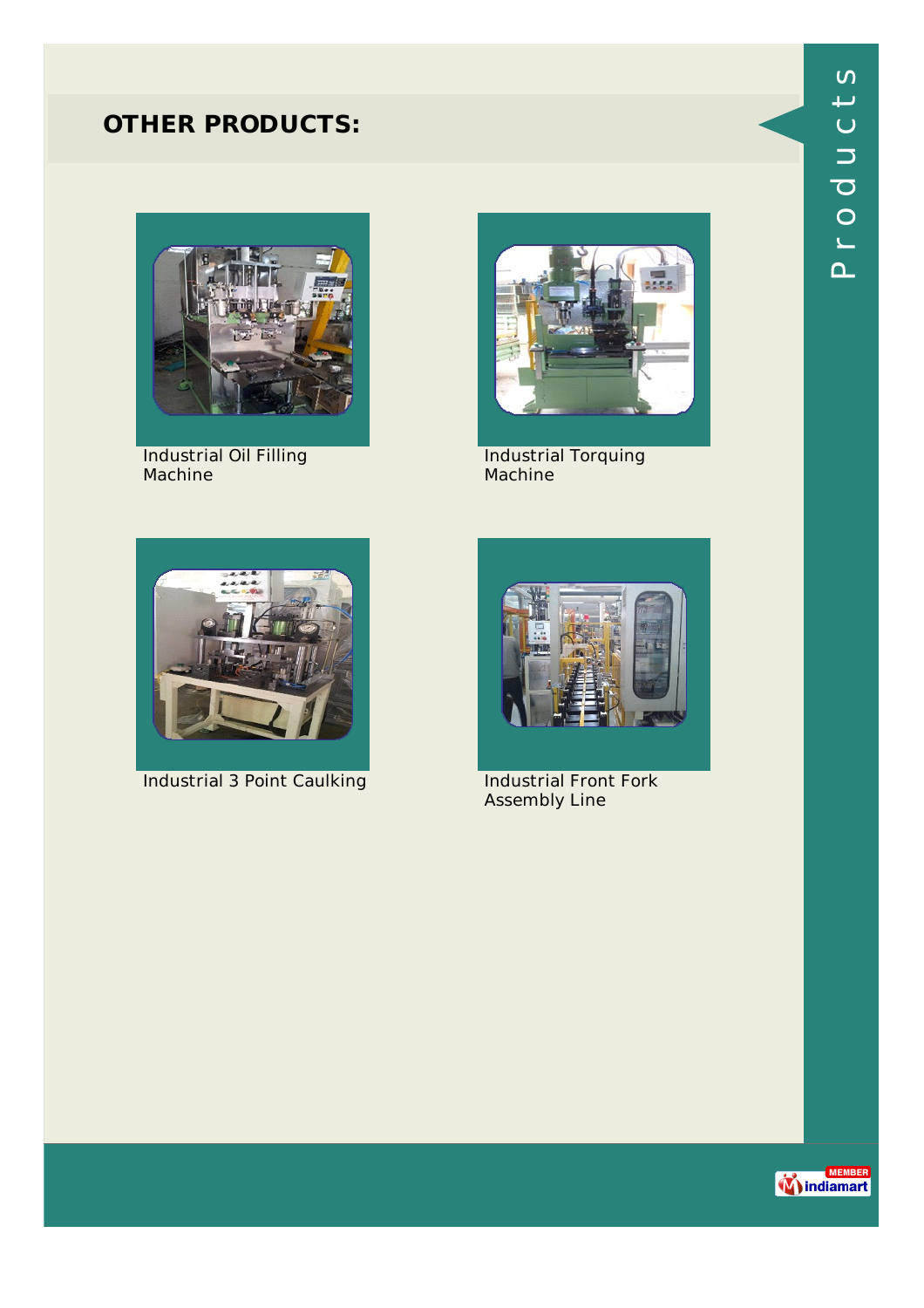## OTHER PRODUCTS:

Industrial Oil Filling Machine

Industrial Torquing Machine

Industrial 3 Point Caulking

Industrial Front Fork Assembly Line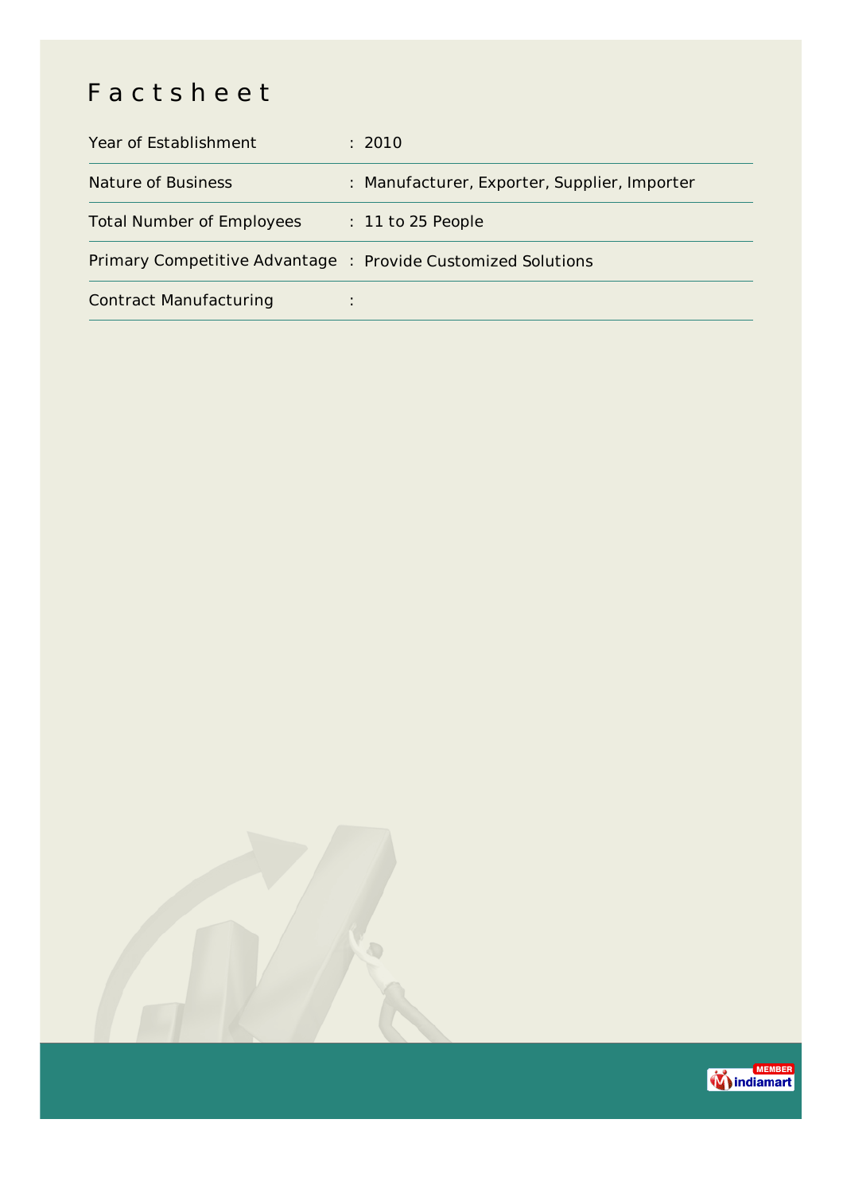# Factsheet

| | |
|---|---|
| Year of Establishment | : 2010 |
| Nature of Business | : Manufacturer, Exporter, Supplier, Importer |
| Total Number of Employees | : 11 to 25 People |
| Primary Competitive Advantage | : Provide Customized Solutions |
| Contract Manufacturing | : |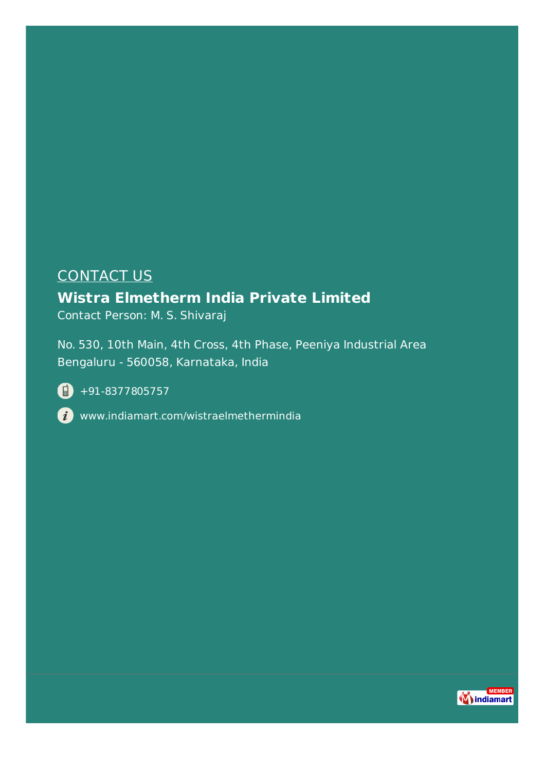## CONTACT US

### Wistra Elmetherm India Private Limited

Contact Person: M. S. Shivaraj

No. 530, 10th Main, 4th Cross, 4th Phase, Peeniya Industrial Area
Bengaluru - 560058, Karnataka, India

+91-8377805757

www.indiamart.com/wistraelmethermindia